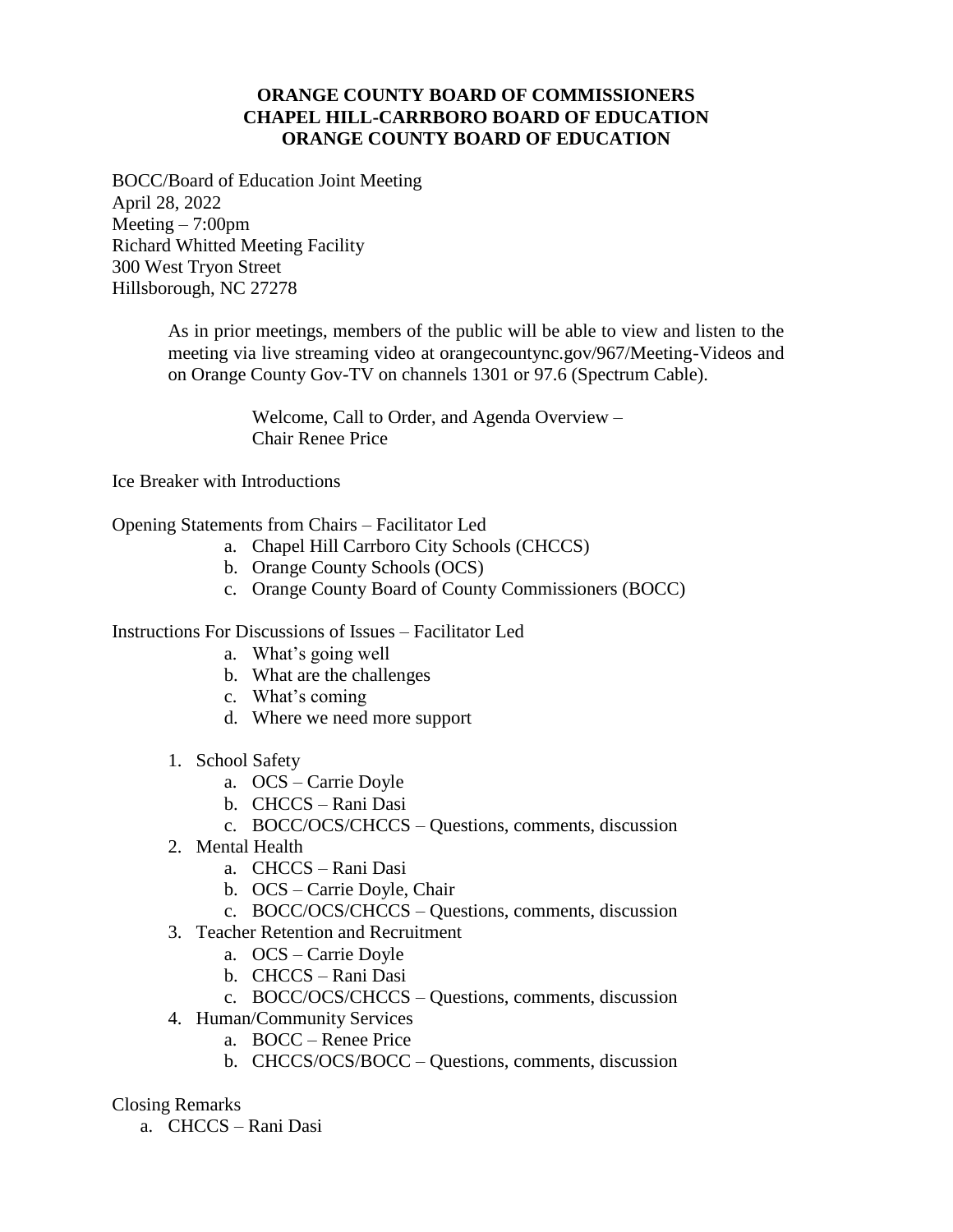**ORANGE COUNTY BOARD OF COMMISSIONERS**
**CHAPEL HILL-CARRBORO BOARD OF EDUCATION**
**ORANGE COUNTY BOARD OF EDUCATION**

BOCC/Board of Education Joint Meeting
April 28, 2022
Meeting – 7:00pm
Richard Whitted Meeting Facility
300 West Tryon Street
Hillsborough, NC 27278

As in prior meetings, members of the public will be able to view and listen to the meeting via live streaming video at orangecountync.gov/967/Meeting-Videos and on Orange County Gov-TV on channels 1301 or 97.6 (Spectrum Cable).

Welcome, Call to Order, and Agenda Overview –
Chair Renee Price

Ice Breaker with Introductions

Opening Statements from Chairs – Facilitator Led

a. Chapel Hill Carrboro City Schools (CHCCS)
b. Orange County Schools (OCS)
c. Orange County Board of County Commissioners (BOCC)

Instructions For Discussions of Issues – Facilitator Led

a. What's going well
b. What are the challenges
c. What's coming
d. Where we need more support

1. School Safety
   a. OCS – Carrie Doyle
   b. CHCCS – Rani Dasi
   c. BOCC/OCS/CHCCS – Questions, comments, discussion
2. Mental Health
   a. CHCCS – Rani Dasi
   b. OCS – Carrie Doyle, Chair
   c. BOCC/OCS/CHCCS – Questions, comments, discussion
3. Teacher Retention and Recruitment
   a. OCS – Carrie Doyle
   b. CHCCS – Rani Dasi
   c. BOCC/OCS/CHCCS – Questions, comments, discussion
4. Human/Community Services
   a. BOCC – Renee Price
   b. CHCCS/OCS/BOCC – Questions, comments, discussion

Closing Remarks

a. CHCCS – Rani Dasi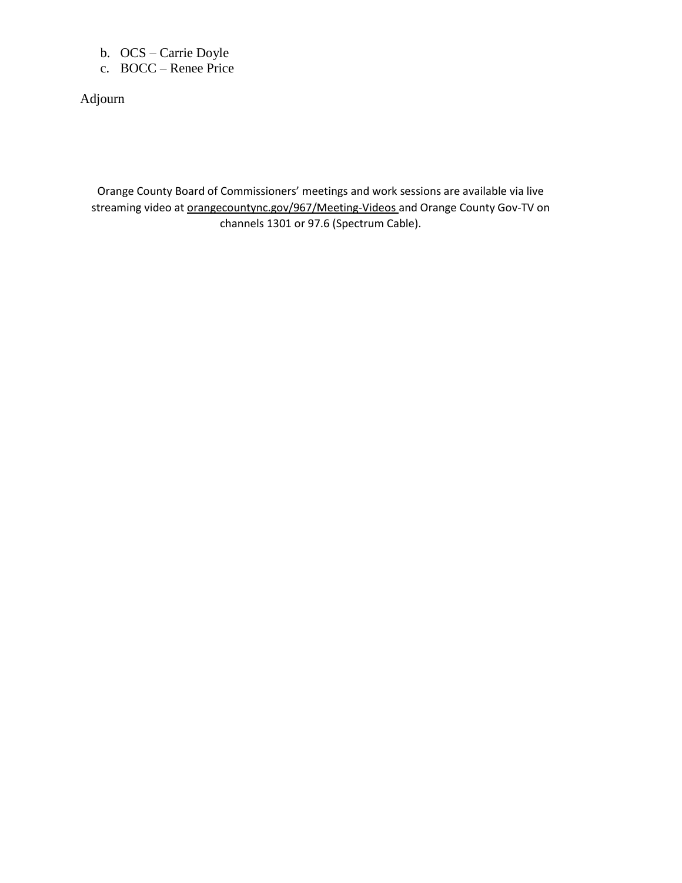b. OCS – Carrie Doyle
c. BOCC – Renee Price

Adjourn

Orange County Board of Commissioners' meetings and work sessions are available via live streaming video at orangecountync.gov/967/Meeting-Videos and Orange County Gov-TV on channels 1301 or 97.6 (Spectrum Cable).